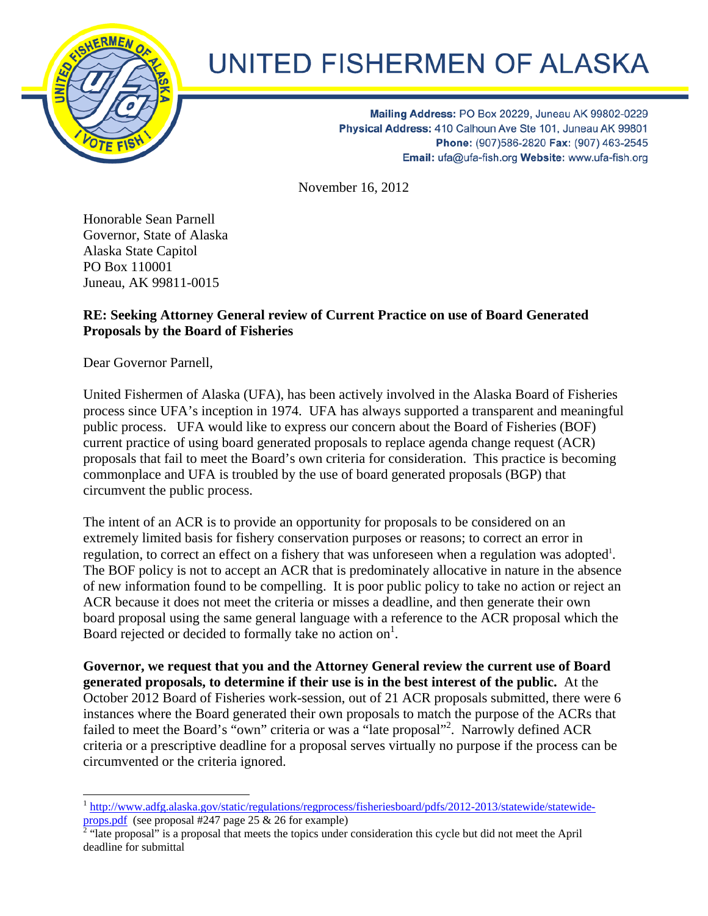# UNITED FISHERMEN OF ALASKA

**Mailing Address:** PO Box 20229, Juneau AK 99802-0229
**Physical Address:** 410 Calhoun Ave Ste 101, Juneau AK 99801
**Phone:** (907)586-2820 **Fax:** (907) 463-2545
**Email:** ufa@ufa-fish.org **Website:** www.ufa-fish.org

November 16, 2012

Honorable Sean Parnell
Governor, State of Alaska
Alaska State Capitol
PO Box 110001
Juneau, AK 99811-0015

**RE: Seeking Attorney General review of Current Practice on use of Board Generated Proposals by the Board of Fisheries**

Dear Governor Parnell,

United Fishermen of Alaska (UFA), has been actively involved in the Alaska Board of Fisheries process since UFA's inception in 1974. UFA has always supported a transparent and meaningful public process. UFA would like to express our concern about the Board of Fisheries (BOF) current practice of using board generated proposals to replace agenda change request (ACR) proposals that fail to meet the Board's own criteria for consideration. This practice is becoming commonplace and UFA is troubled by the use of board generated proposals (BGP) that circumvent the public process.

The intent of an ACR is to provide an opportunity for proposals to be considered on an extremely limited basis for fishery conservation purposes or reasons; to correct an error in regulation, to correct an effect on a fishery that was unforeseen when a regulation was adopted[1]. The BOF policy is not to accept an ACR that is predominately allocative in nature in the absence of new information found to be compelling. It is poor public policy to take no action or reject an ACR because it does not meet the criteria or misses a deadline, and then generate their own board proposal using the same general language with a reference to the ACR proposal which the Board rejected or decided to formally take no action on[1].

**Governor, we request that you and the Attorney General review the current use of Board generated proposals, to determine if their use is in the best interest of the public.** At the October 2012 Board of Fisheries work-session, out of 21 ACR proposals submitted, there were 6 instances where the Board generated their own proposals to match the purpose of the ACRs that failed to meet the Board's "own" criteria or was a "late proposal"[2]. Narrowly defined ACR criteria or a prescriptive deadline for a proposal serves virtually no purpose if the process can be circumvented or the criteria ignored.

---

[1] http://www.adfg.alaska.gov/static/regulations/regprocess/fisheriesboard/pdfs/2012-2013/statewide/statewide-props.pdf (see proposal #247 page 25 & 26 for example)

[2] "late proposal" is a proposal that meets the topics under consideration this cycle but did not meet the April deadline for submittal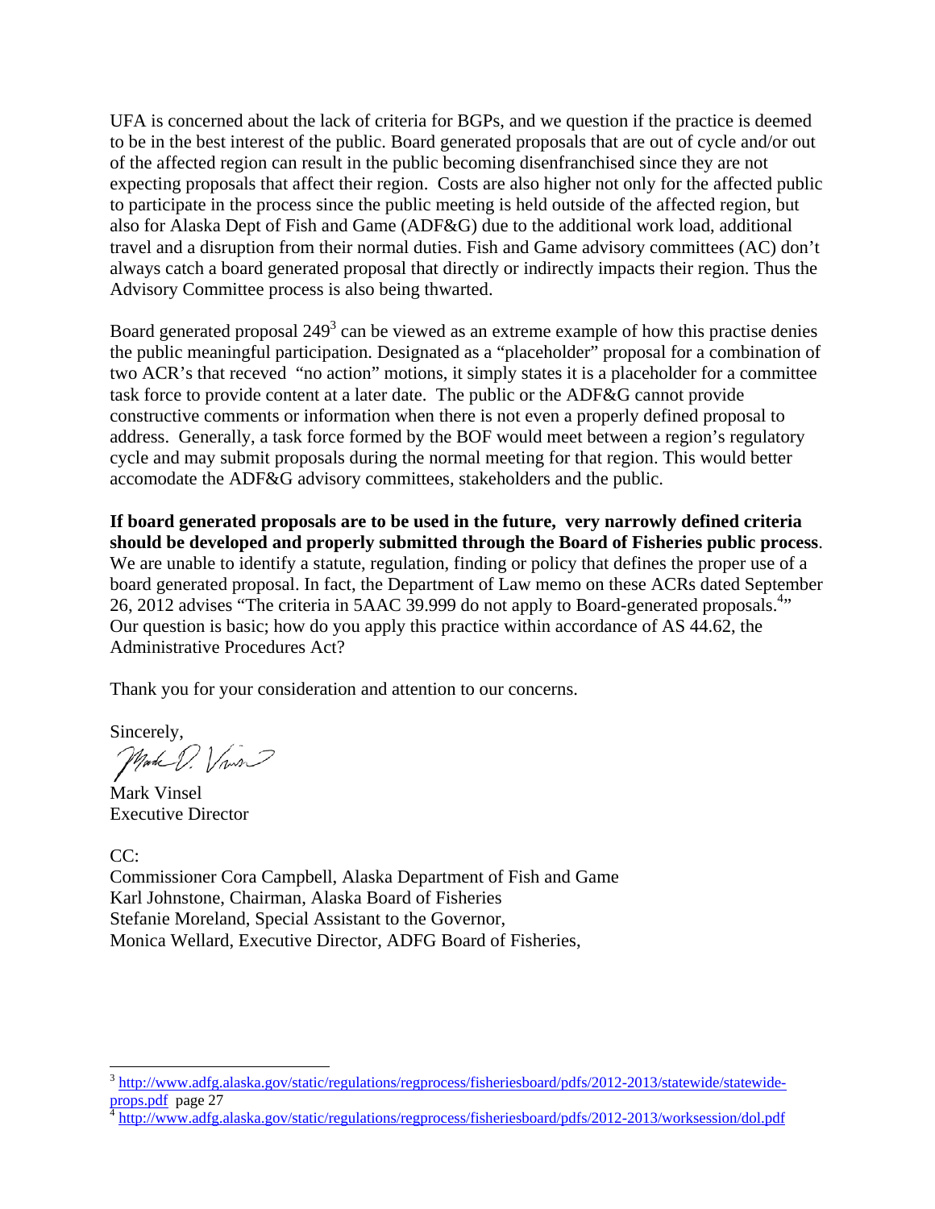UFA is concerned about the lack of criteria for BGPs, and we question if the practice is deemed to be in the best interest of the public. Board generated proposals that are out of cycle and/or out of the affected region can result in the public becoming disenfranchised since they are not expecting proposals that affect their region. Costs are also higher not only for the affected public to participate in the process since the public meeting is held outside of the affected region, but also for Alaska Dept of Fish and Game (ADF&G) due to the additional work load, additional travel and a disruption from their normal duties. Fish and Game advisory committees (AC) don't always catch a board generated proposal that directly or indirectly impacts their region. Thus the Advisory Committee process is also being thwarted.

Board generated proposal 249[3] can be viewed as an extreme example of how this practise denies the public meaningful participation. Designated as a "placeholder" proposal for a combination of two ACR's that receved "no action" motions, it simply states it is a placeholder for a committee task force to provide content at a later date. The public or the ADF&G cannot provide constructive comments or information when there is not even a properly defined proposal to address. Generally, a task force formed by the BOF would meet between a region's regulatory cycle and may submit proposals during the normal meeting for that region. This would better accomodate the ADF&G advisory committees, stakeholders and the public.

**If board generated proposals are to be used in the future, very narrowly defined criteria should be developed and properly submitted through the Board of Fisheries public process**. We are unable to identify a statute, regulation, finding or policy that defines the proper use of a board generated proposal. In fact, the Department of Law memo on these ACRs dated September 26, 2012 advises "The criteria in 5AAC 39.999 do not apply to Board-generated proposals.[4]" Our question is basic; how do you apply this practice within accordance of AS 44.62, the Administrative Procedures Act?

Thank you for your consideration and attention to our concerns.

Sincerely,

Mark Vinsel
Executive Director

CC:
Commissioner Cora Campbell, Alaska Department of Fish and Game
Karl Johnstone, Chairman, Alaska Board of Fisheries
Stefanie Moreland, Special Assistant to the Governor,
Monica Wellard, Executive Director, ADFG Board of Fisheries,

---

[3] http://www.adfg.alaska.gov/static/regulations/regprocess/fisheriesboard/pdfs/2012-2013/statewide/statewide-props.pdf page 27

[4] http://www.adfg.alaska.gov/static/regulations/regprocess/fisheriesboard/pdfs/2012-2013/worksession/dol.pdf